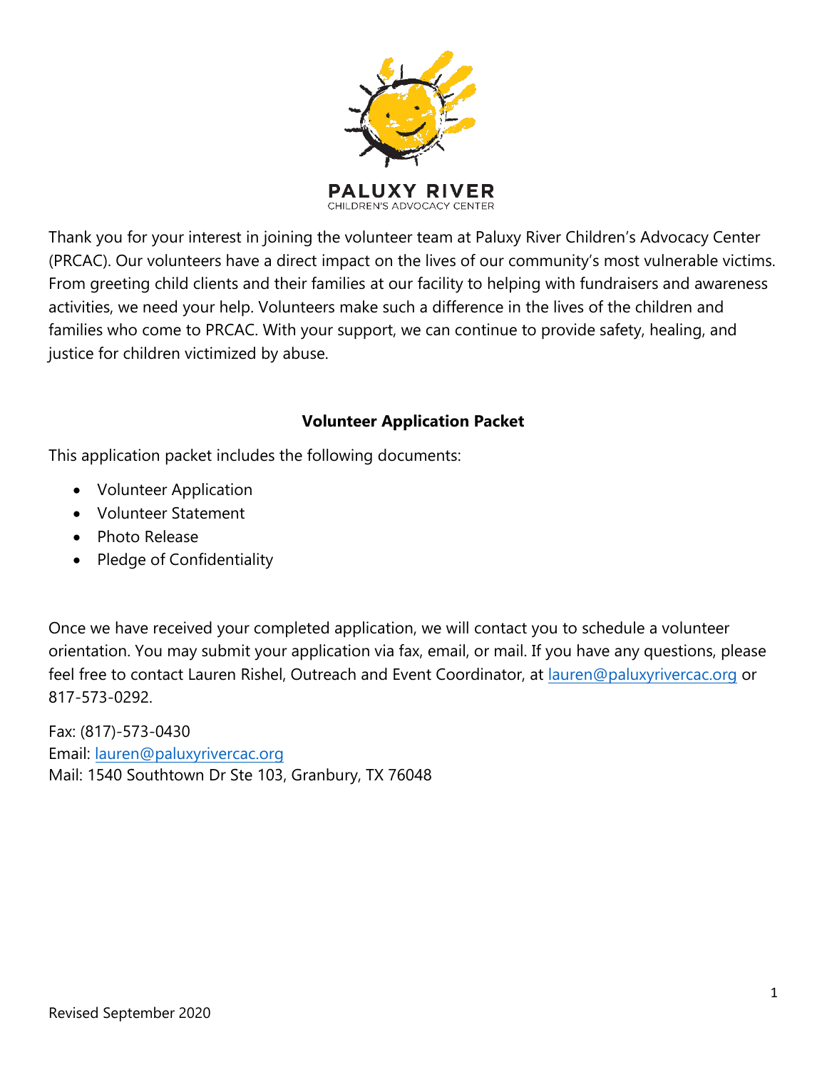PALUXY RIVER
CHILDREN'S ADVOCACY CENTER

Thank you for your interest in joining the volunteer team at Paluxy River Children's Advocacy Center (PRCAC). Our volunteers have a direct impact on the lives of our community's most vulnerable victims. From greeting child clients and their families at our facility to helping with fundraisers and awareness activities, we need your help. Volunteers make such a difference in the lives of the children and families who come to PRCAC. With your support, we can continue to provide safety, healing, and justice for children victimized by abuse.

**Volunteer Application Packet**

This application packet includes the following documents:

- Volunteer Application
- Volunteer Statement
- Photo Release
- Pledge of Confidentiality

Once we have received your completed application, we will contact you to schedule a volunteer orientation. You may submit your application via fax, email, or mail. If you have any questions, please feel free to contact Lauren Rishel, Outreach and Event Coordinator, at lauren@paluxyrivercac.org or 817-573-0292.

Fax: (817)-573-0430
Email: lauren@paluxyrivercac.org
Mail: 1540 Southtown Dr Ste 103, Granbury, TX 76048

Revised September 2020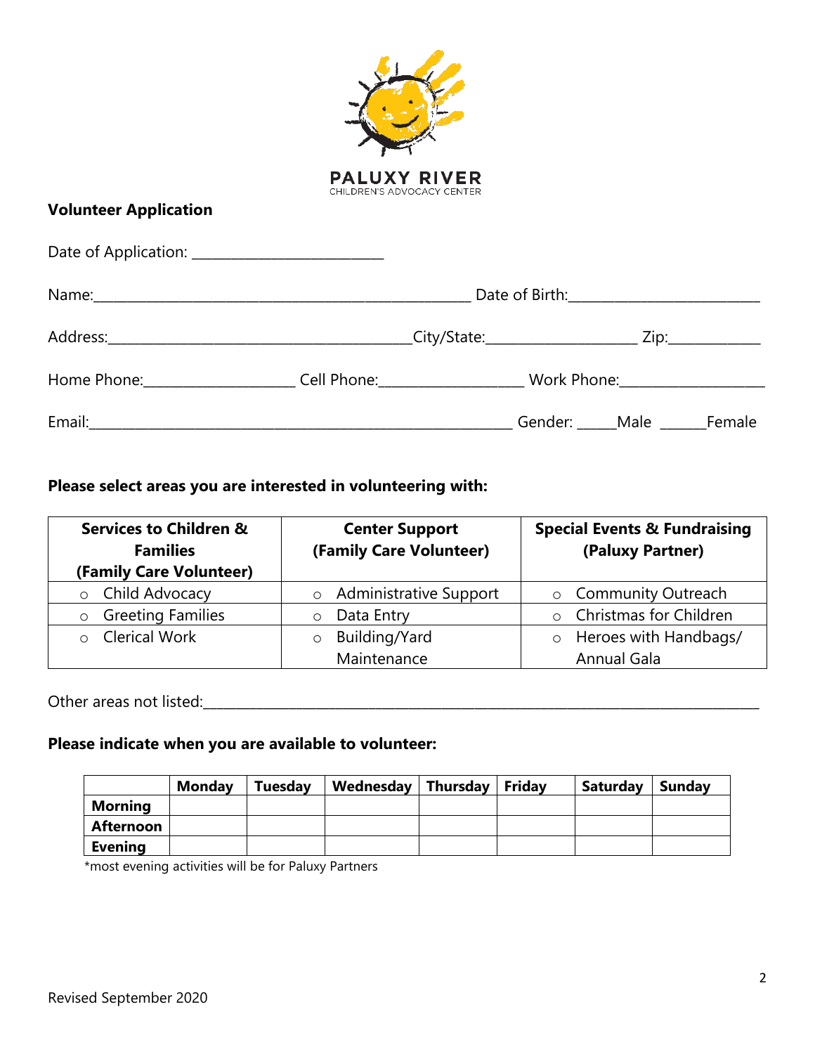PALUXY RIVER
CHILDREN'S ADVOCACY CENTER

**Volunteer Application**

Date of Application: ________________________

Name:_______________________________________________ Date of Birth:________________________

Address:______________________________________City/State:___________________ Zip:___________

Home Phone:___________________ Cell Phone:__________________ Work Phone:__________________

Email:______________________________________________________ Gender: _____Male ______Female

**Please select areas you are interested in volunteering with:**

| **Services to Children & Families (Family Care Volunteer)** | **Center Support (Family Care Volunteer)** | **Special Events & Fundraising (Paluxy Partner)** |
|---|---|---|
| ○ Child Advocacy | ○ Administrative Support | ○ Community Outreach |
| ○ Greeting Families | ○ Data Entry | ○ Christmas for Children |
| ○ Clerical Work | ○ Building/Yard Maintenance | ○ Heroes with Handbags/ Annual Gala |

Other areas not listed:___________________________________________________________________________

**Please indicate when you are available to volunteer:**

| | **Monday** | **Tuesday** | **Wednesday** | **Thursday** | **Friday** | **Saturday** | **Sunday** |
|---|---|---|---|---|---|---|---|
| **Morning** | | | | | | | |
| **Afternoon** | | | | | | | |
| **Evening** | | | | | | | |

*most evening activities will be for Paluxy Partners

Revised September 2020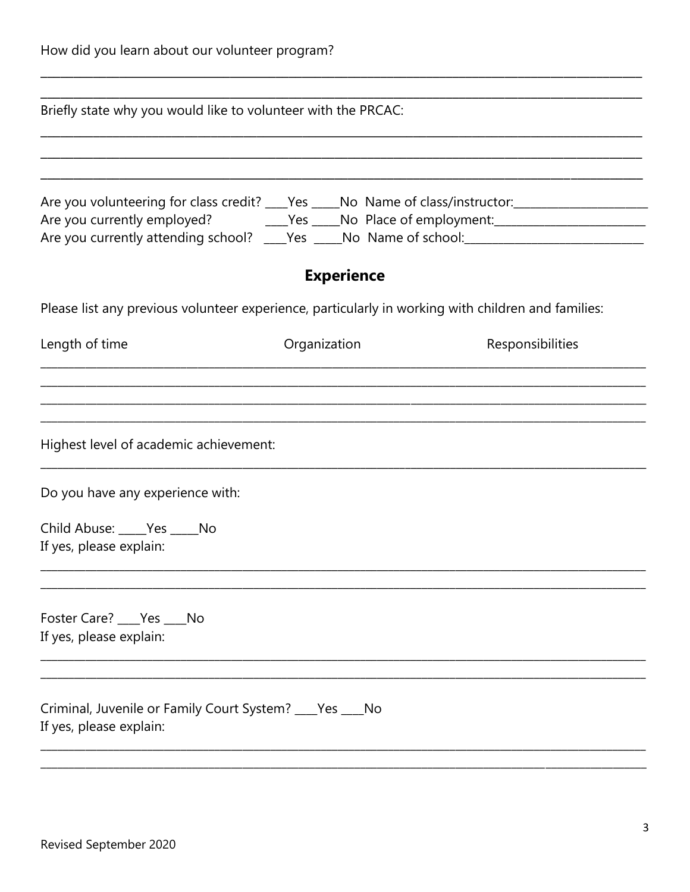How did you learn about our volunteer program?

______________________________________________________________________________

______________________________________________________________________________

Briefly state why you would like to volunteer with the PRCAC:

______________________________________________________________________________

______________________________________________________________________________

______________________________________________________________________________

Are you volunteering for class credit? ____Yes _____No Name of class/instructor:______________________

Are you currently employed? ____Yes _____No Place of employment:________________________

Are you currently attending school? ____Yes _____No Name of school:_____________________________

## Experience

Please list any previous volunteer experience, particularly in working with children and families:

| Length of time | Organization | Responsibilities |
|---|---|---|
| | | |
| | | |
| | | |
| | | |

Highest level of academic achievement:

______________________________________________________________________________

Do you have any experience with:

Child Abuse: _____Yes _____No

If yes, please explain:

______________________________________________________________________________

______________________________________________________________________________

Foster Care? ____Yes ____No

If yes, please explain:

______________________________________________________________________________

______________________________________________________________________________

Criminal, Juvenile or Family Court System? ____Yes ____No

If yes, please explain:

______________________________________________________________________________

______________________________________________________________________________

Revised September 2020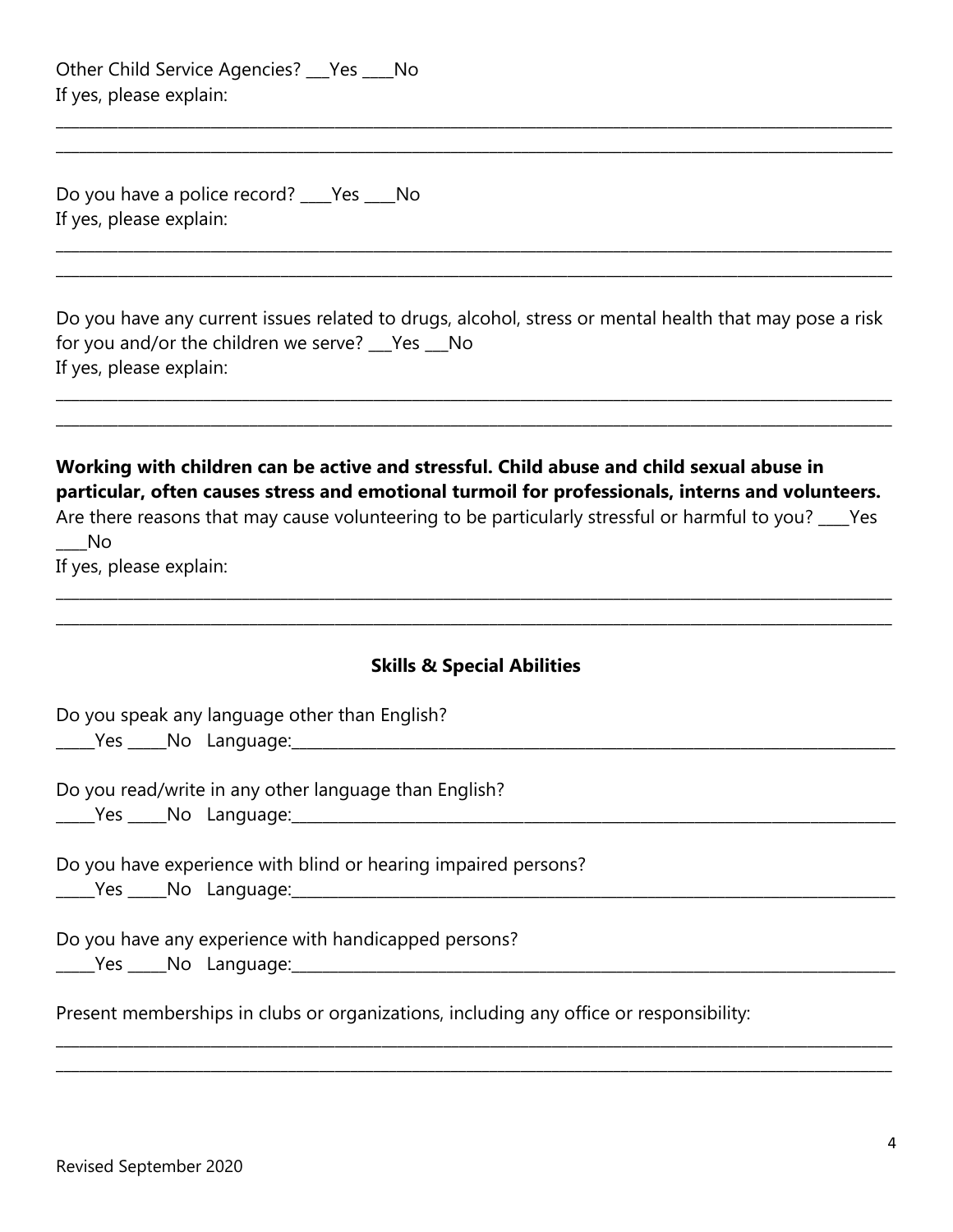Other Child Service Agencies? ___Yes ____No
If yes, please explain:

_______________________________________________________________________________________________

_______________________________________________________________________________________________

Do you have a police record? ____Yes ____No
If yes, please explain:

_______________________________________________________________________________________________

_______________________________________________________________________________________________

Do you have any current issues related to drugs, alcohol, stress or mental health that may pose a risk for you and/or the children we serve? ___Yes ___No
If yes, please explain:

_______________________________________________________________________________________________

_______________________________________________________________________________________________

**Working with children can be active and stressful. Child abuse and child sexual abuse in particular, often causes stress and emotional turmoil for professionals, interns and volunteers.**
Are there reasons that may cause volunteering to be particularly stressful or harmful to you? ____Yes ____No
If yes, please explain:

_______________________________________________________________________________________________

_______________________________________________________________________________________________

### Skills & Special Abilities

Do you speak any language other than English?
_____Yes _____No Language:_______________________________________________________________

Do you read/write in any other language than English?
_____Yes _____No Language:_______________________________________________________________

Do you have experience with blind or hearing impaired persons?
_____Yes _____No Language:_______________________________________________________________

Do you have any experience with handicapped persons?
_____Yes _____No Language:_______________________________________________________________

Present memberships in clubs or organizations, including any office or responsibility:

_______________________________________________________________________________________________

_______________________________________________________________________________________________

Revised September 2020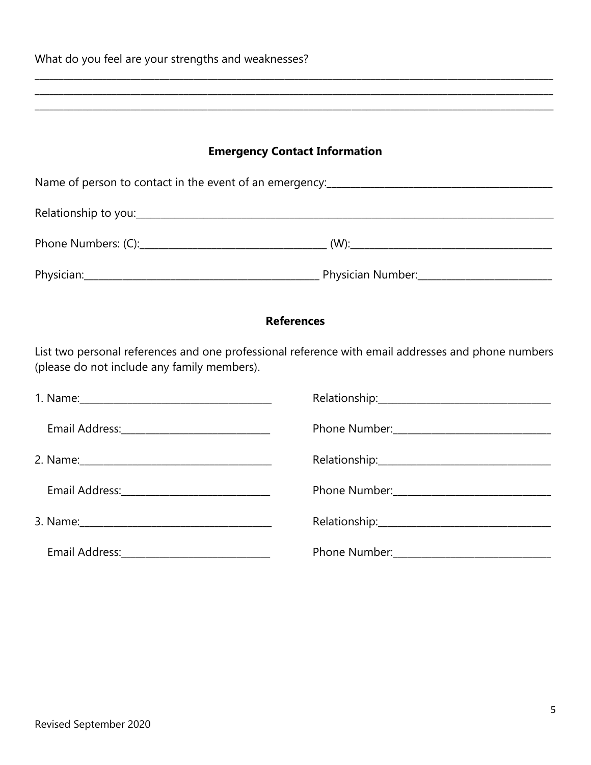What do you feel are your strengths and weaknesses?

_______________________________________________________________________________________________
_______________________________________________________________________________________________
_______________________________________________________________________________________________

## Emergency Contact Information

Name of person to contact in the event of an emergency:___________________________________________

Relationship to you:_________________________________________________________________________

Phone Numbers: (C):__________________________________ (W):_____________________________________

Physician:____________________________________________ Physician Number:_________________________

## References

List two personal references and one professional reference with email addresses and phone numbers (please do not include any family members).

1. Name:___________________________________ Relationship:________________________________

   Email Address:____________________________ Phone Number:______________________________

2. Name:___________________________________ Relationship:________________________________

   Email Address:____________________________ Phone Number:______________________________

3. Name:___________________________________ Relationship:________________________________

   Email Address:____________________________ Phone Number:______________________________

Revised September 2020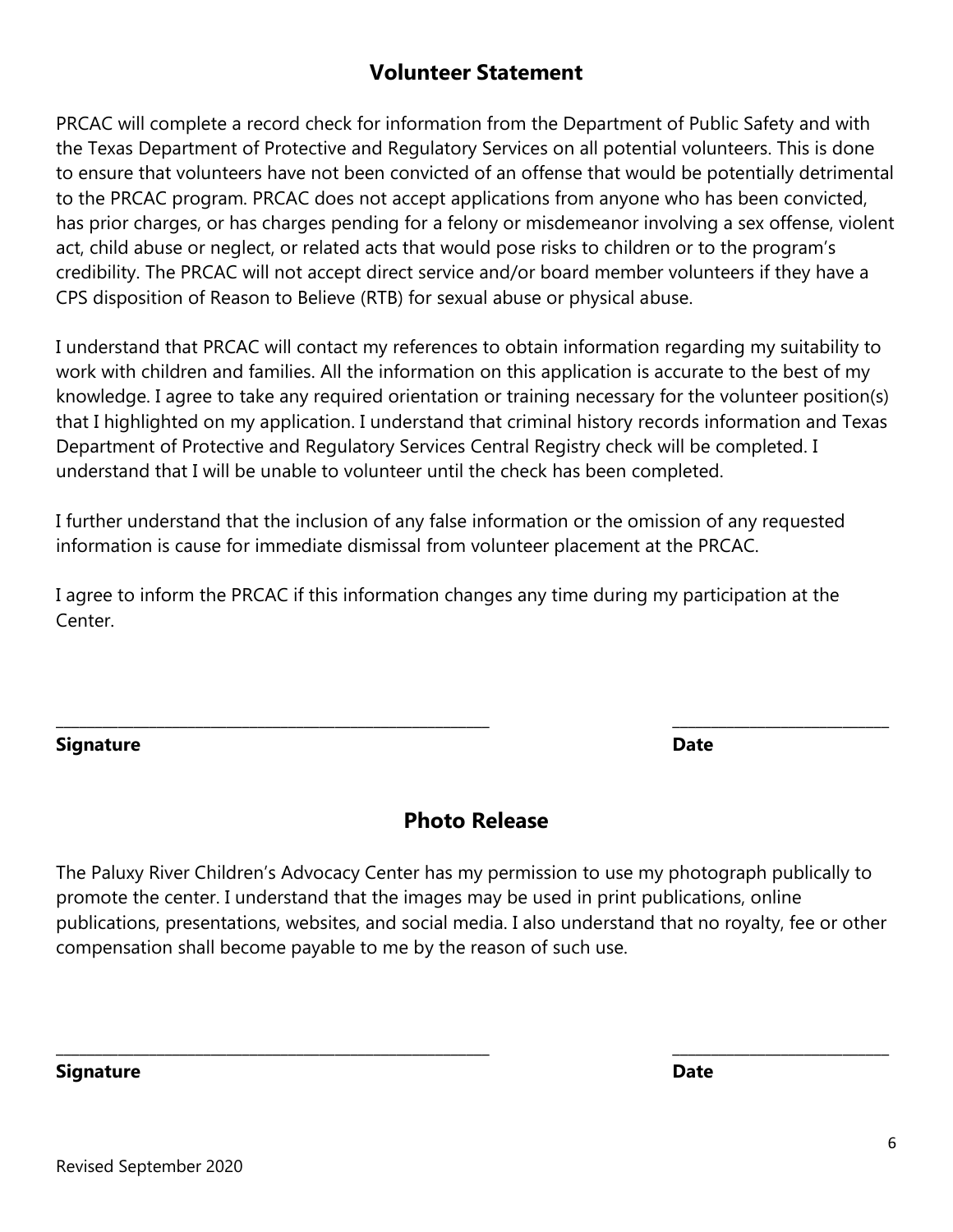## Volunteer Statement

PRCAC will complete a record check for information from the Department of Public Safety and with the Texas Department of Protective and Regulatory Services on all potential volunteers. This is done to ensure that volunteers have not been convicted of an offense that would be potentially detrimental to the PRCAC program. PRCAC does not accept applications from anyone who has been convicted, has prior charges, or has charges pending for a felony or misdemeanor involving a sex offense, violent act, child abuse or neglect, or related acts that would pose risks to children or to the program's credibility. The PRCAC will not accept direct service and/or board member volunteers if they have a CPS disposition of Reason to Believe (RTB) for sexual abuse or physical abuse.

I understand that PRCAC will contact my references to obtain information regarding my suitability to work with children and families. All the information on this application is accurate to the best of my knowledge. I agree to take any required orientation or training necessary for the volunteer position(s) that I highlighted on my application. I understand that criminal history records information and Texas Department of Protective and Regulatory Services Central Registry check will be completed. I understand that I will be unable to volunteer until the check has been completed.

I further understand that the inclusion of any false information or the omission of any requested information is cause for immediate dismissal from volunteer placement at the PRCAC.

I agree to inform the PRCAC if this information changes any time during my participation at the Center.

_______________________________________________ ______________________

**Signature** **Date**

## Photo Release

The Paluxy River Children's Advocacy Center has my permission to use my photograph publically to promote the center. I understand that the images may be used in print publications, online publications, presentations, websites, and social media. I also understand that no royalty, fee or other compensation shall become payable to me by the reason of such use.

_______________________________________________ ______________________

**Signature** **Date**

Revised September 2020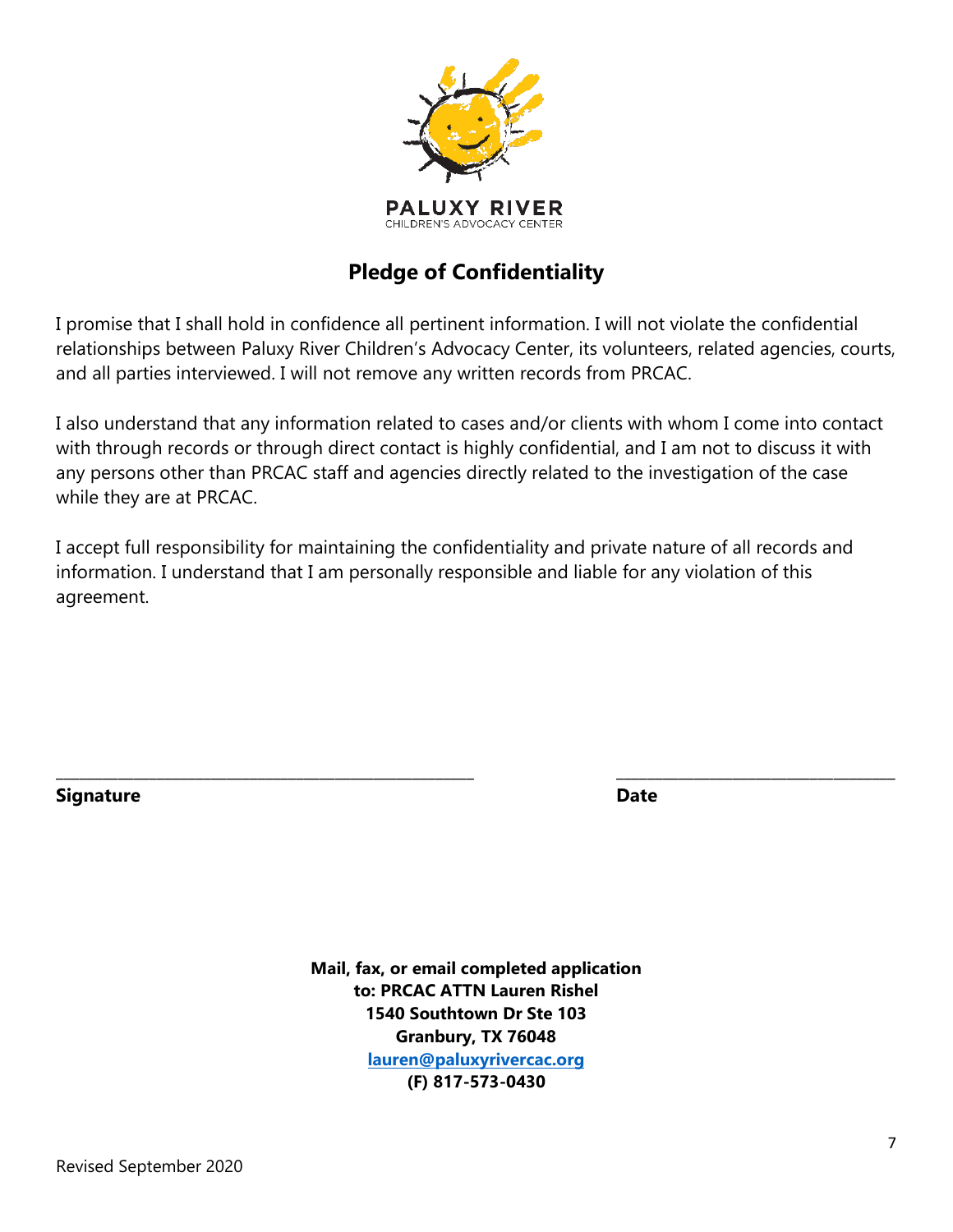PALUXY RIVER
CHILDREN'S ADVOCACY CENTER

# Pledge of Confidentiality

I promise that I shall hold in confidence all pertinent information. I will not violate the confidential relationships between Paluxy River Children's Advocacy Center, its volunteers, related agencies, courts, and all parties interviewed. I will not remove any written records from PRCAC.

I also understand that any information related to cases and/or clients with whom I come into contact with through records or through direct contact is highly confidential, and I am not to discuss it with any persons other than PRCAC staff and agencies directly related to the investigation of the case while they are at PRCAC.

I accept full responsibility for maintaining the confidentiality and private nature of all records and information. I understand that I am personally responsible and liable for any violation of this agreement.

\_\_\_\_\_\_\_\_\_\_\_\_\_\_\_\_\_\_\_\_\_\_\_\_\_\_\_\_\_\_\_\_\_\_\_\_\_\_\_\_ \_\_\_\_\_\_\_\_\_\_\_\_\_\_\_\_\_\_\_\_\_\_\_\_\_\_\_\_

**Signature** **Date**

**Mail, fax, or email completed application**
**to: PRCAC ATTN Lauren Rishel**
**1540 Southtown Dr Ste 103**
**Granbury, TX 76048**
**lauren@paluxyrivercac.org**
**(F) 817-573-0430**

Revised September 2020